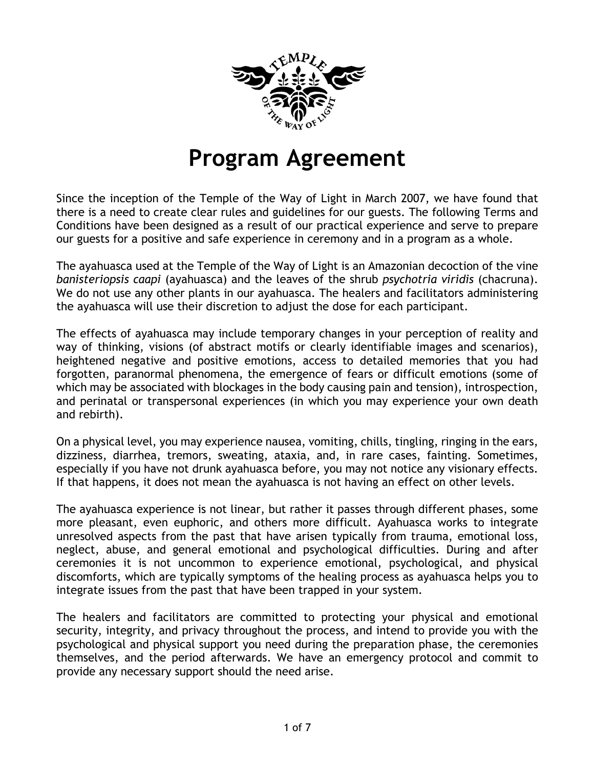# Program Agreement

Since the inception of the Temple of the Way of Light in March 2007, we have found that there is a need to create clear rules and guidelines for our guests. The following Terms and Conditions have been designed as a result of our practical experience and serve to prepare our guests for a positive and safe experience in ceremony and in a program as a whole.

The ayahuasca used at the Temple of the Way of Light is an Amazonian decoction of the vine *banisteriopsis caapi* (ayahuasca) and the leaves of the shrub *psychotria viridis* (chacruna). We do not use any other plants in our ayahuasca. The healers and facilitators administering the ayahuasca will use their discretion to adjust the dose for each participant.

The effects of ayahuasca may include temporary changes in your perception of reality and way of thinking, visions (of abstract motifs or clearly identifiable images and scenarios), heightened negative and positive emotions, access to detailed memories that you had forgotten, paranormal phenomena, the emergence of fears or difficult emotions (some of which may be associated with blockages in the body causing pain and tension), introspection, and perinatal or transpersonal experiences (in which you may experience your own death and rebirth).

On a physical level, you may experience nausea, vomiting, chills, tingling, ringing in the ears, dizziness, diarrhea, tremors, sweating, ataxia, and, in rare cases, fainting. Sometimes, especially if you have not drunk ayahuasca before, you may not notice any visionary effects. If that happens, it does not mean the ayahuasca is not having an effect on other levels.

The ayahuasca experience is not linear, but rather it passes through different phases, some more pleasant, even euphoric, and others more difficult. Ayahuasca works to integrate unresolved aspects from the past that have arisen typically from trauma, emotional loss, neglect, abuse, and general emotional and psychological difficulties. During and after ceremonies it is not uncommon to experience emotional, psychological, and physical discomforts, which are typically symptoms of the healing process as ayahuasca helps you to integrate issues from the past that have been trapped in your system.

The healers and facilitators are committed to protecting your physical and emotional security, integrity, and privacy throughout the process, and intend to provide you with the psychological and physical support you need during the preparation phase, the ceremonies themselves, and the period afterwards. We have an emergency protocol and commit to provide any necessary support should the need arise.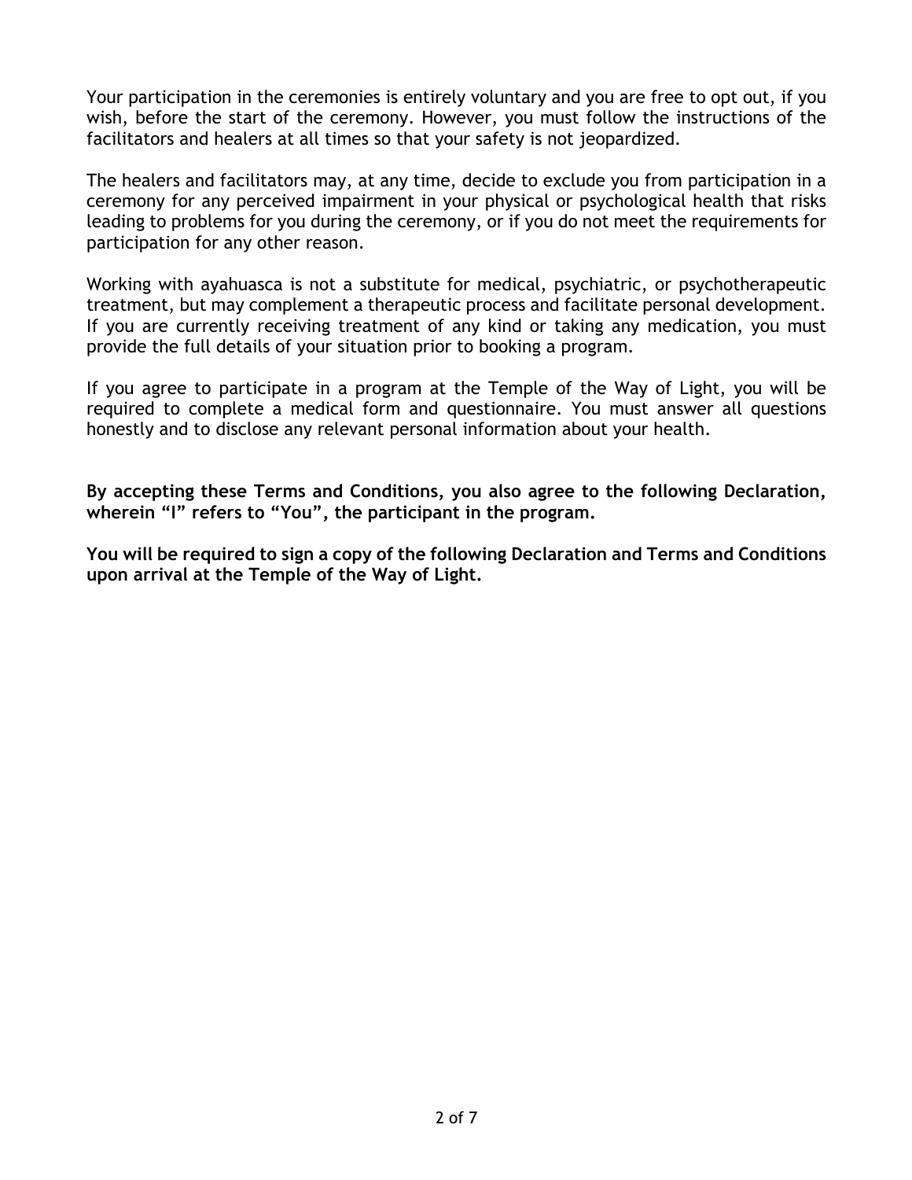Your participation in the ceremonies is entirely voluntary and you are free to opt out, if you wish, before the start of the ceremony. However, you must follow the instructions of the facilitators and healers at all times so that your safety is not jeopardized.

The healers and facilitators may, at any time, decide to exclude you from participation in a ceremony for any perceived impairment in your physical or psychological health that risks leading to problems for you during the ceremony, or if you do not meet the requirements for participation for any other reason.

Working with ayahuasca is not a substitute for medical, psychiatric, or psychotherapeutic treatment, but may complement a therapeutic process and facilitate personal development. If you are currently receiving treatment of any kind or taking any medication, you must provide the full details of your situation prior to booking a program.

If you agree to participate in a program at the Temple of the Way of Light, you will be required to complete a medical form and questionnaire. You must answer all questions honestly and to disclose any relevant personal information about your health.

**By accepting these Terms and Conditions, you also agree to the following Declaration, wherein "I" refers to "You", the participant in the program.**

**You will be required to sign a copy of the following Declaration and Terms and Conditions upon arrival at the Temple of the Way of Light.**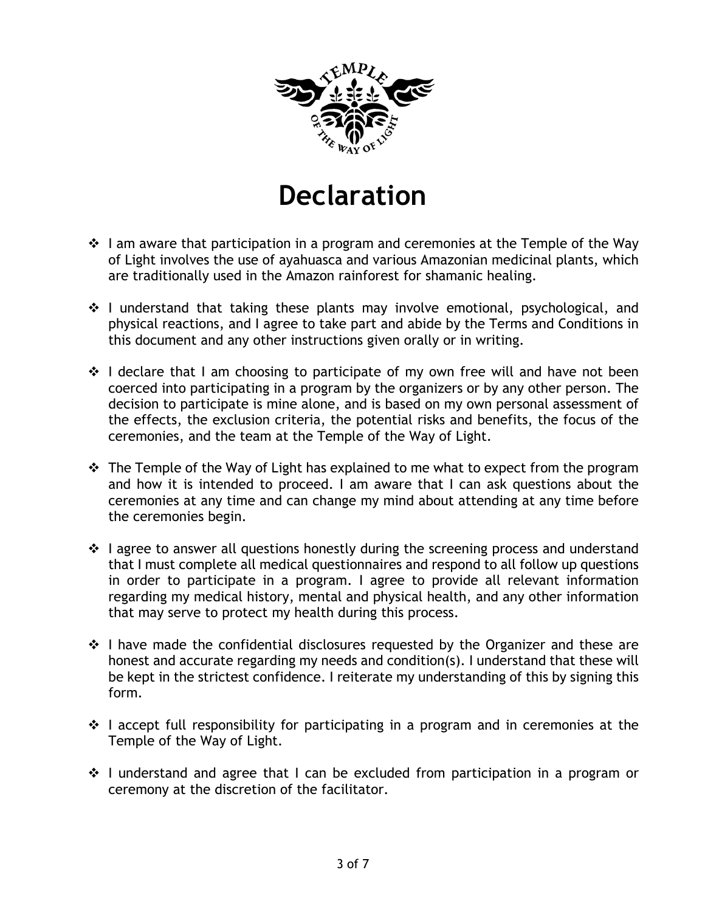# Declaration

- I am aware that participation in a program and ceremonies at the Temple of the Way of Light involves the use of ayahuasca and various Amazonian medicinal plants, which are traditionally used in the Amazon rainforest for shamanic healing.

- I understand that taking these plants may involve emotional, psychological, and physical reactions, and I agree to take part and abide by the Terms and Conditions in this document and any other instructions given orally or in writing.

- I declare that I am choosing to participate of my own free will and have not been coerced into participating in a program by the organizers or by any other person. The decision to participate is mine alone, and is based on my own personal assessment of the effects, the exclusion criteria, the potential risks and benefits, the focus of the ceremonies, and the team at the Temple of the Way of Light.

- The Temple of the Way of Light has explained to me what to expect from the program and how it is intended to proceed. I am aware that I can ask questions about the ceremonies at any time and can change my mind about attending at any time before the ceremonies begin.

- I agree to answer all questions honestly during the screening process and understand that I must complete all medical questionnaires and respond to all follow up questions in order to participate in a program. I agree to provide all relevant information regarding my medical history, mental and physical health, and any other information that may serve to protect my health during this process.

- I have made the confidential disclosures requested by the Organizer and these are honest and accurate regarding my needs and condition(s). I understand that these will be kept in the strictest confidence. I reiterate my understanding of this by signing this form.

- I accept full responsibility for participating in a program and in ceremonies at the Temple of the Way of Light.

- I understand and agree that I can be excluded from participation in a program or ceremony at the discretion of the facilitator.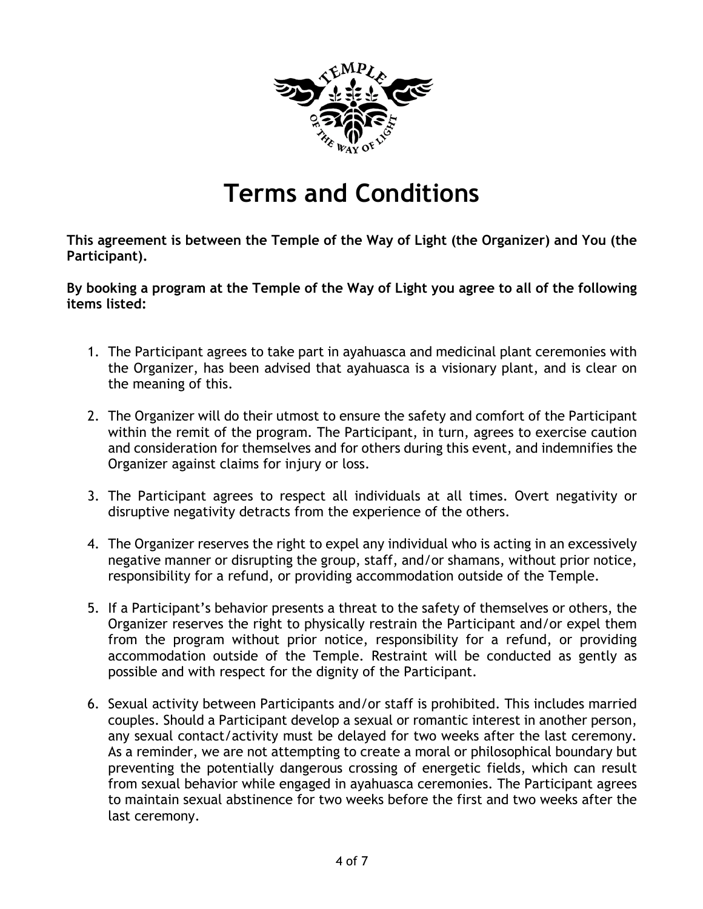# Terms and Conditions

**This agreement is between the Temple of the Way of Light (the Organizer) and You (the Participant).**

**By booking a program at the Temple of the Way of Light you agree to all of the following items listed:**

1. The Participant agrees to take part in ayahuasca and medicinal plant ceremonies with the Organizer, has been advised that ayahuasca is a visionary plant, and is clear on the meaning of this.

2. The Organizer will do their utmost to ensure the safety and comfort of the Participant within the remit of the program. The Participant, in turn, agrees to exercise caution and consideration for themselves and for others during this event, and indemnifies the Organizer against claims for injury or loss.

3. The Participant agrees to respect all individuals at all times. Overt negativity or disruptive negativity detracts from the experience of the others.

4. The Organizer reserves the right to expel any individual who is acting in an excessively negative manner or disrupting the group, staff, and/or shamans, without prior notice, responsibility for a refund, or providing accommodation outside of the Temple.

5. If a Participant's behavior presents a threat to the safety of themselves or others, the Organizer reserves the right to physically restrain the Participant and/or expel them from the program without prior notice, responsibility for a refund, or providing accommodation outside of the Temple. Restraint will be conducted as gently as possible and with respect for the dignity of the Participant.

6. Sexual activity between Participants and/or staff is prohibited. This includes married couples. Should a Participant develop a sexual or romantic interest in another person, any sexual contact/activity must be delayed for two weeks after the last ceremony. As a reminder, we are not attempting to create a moral or philosophical boundary but preventing the potentially dangerous crossing of energetic fields, which can result from sexual behavior while engaged in ayahuasca ceremonies. The Participant agrees to maintain sexual abstinence for two weeks before the first and two weeks after the last ceremony.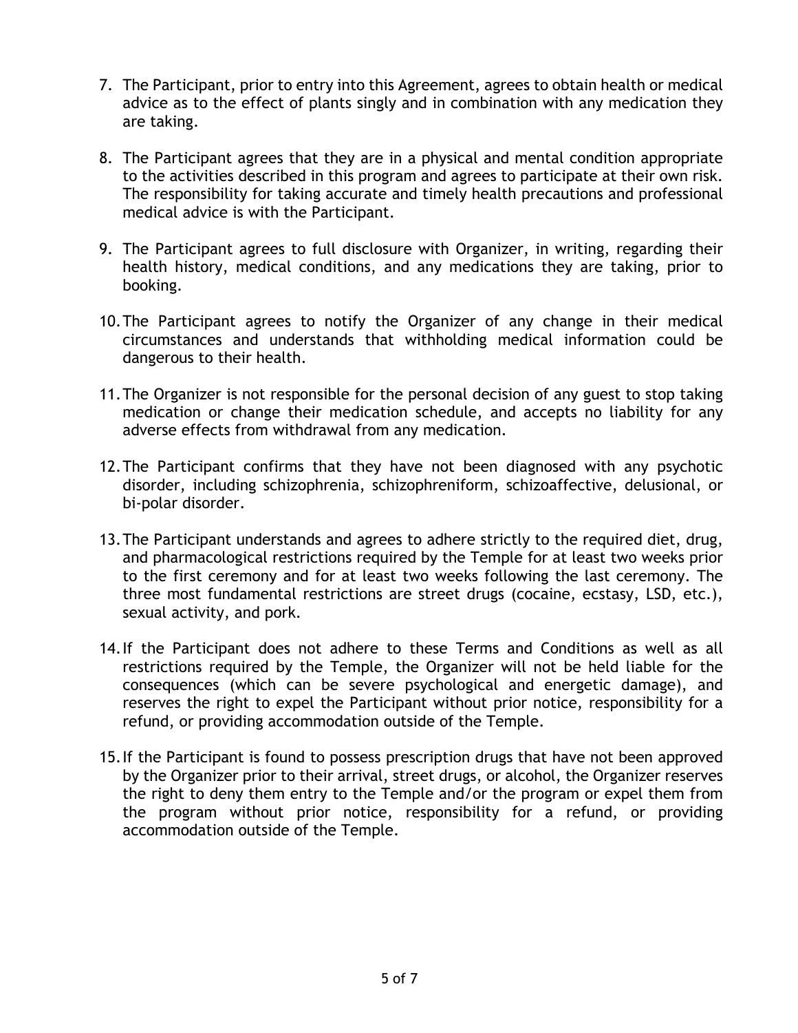7. The Participant, prior to entry into this Agreement, agrees to obtain health or medical advice as to the effect of plants singly and in combination with any medication they are taking.

8. The Participant agrees that they are in a physical and mental condition appropriate to the activities described in this program and agrees to participate at their own risk. The responsibility for taking accurate and timely health precautions and professional medical advice is with the Participant.

9. The Participant agrees to full disclosure with Organizer, in writing, regarding their health history, medical conditions, and any medications they are taking, prior to booking.

10. The Participant agrees to notify the Organizer of any change in their medical circumstances and understands that withholding medical information could be dangerous to their health.

11. The Organizer is not responsible for the personal decision of any guest to stop taking medication or change their medication schedule, and accepts no liability for any adverse effects from withdrawal from any medication.

12. The Participant confirms that they have not been diagnosed with any psychotic disorder, including schizophrenia, schizophreniform, schizoaffective, delusional, or bi-polar disorder.

13. The Participant understands and agrees to adhere strictly to the required diet, drug, and pharmacological restrictions required by the Temple for at least two weeks prior to the first ceremony and for at least two weeks following the last ceremony. The three most fundamental restrictions are street drugs (cocaine, ecstasy, LSD, etc.), sexual activity, and pork.

14. If the Participant does not adhere to these Terms and Conditions as well as all restrictions required by the Temple, the Organizer will not be held liable for the consequences (which can be severe psychological and energetic damage), and reserves the right to expel the Participant without prior notice, responsibility for a refund, or providing accommodation outside of the Temple.

15. If the Participant is found to possess prescription drugs that have not been approved by the Organizer prior to their arrival, street drugs, or alcohol, the Organizer reserves the right to deny them entry to the Temple and/or the program or expel them from the program without prior notice, responsibility for a refund, or providing accommodation outside of the Temple.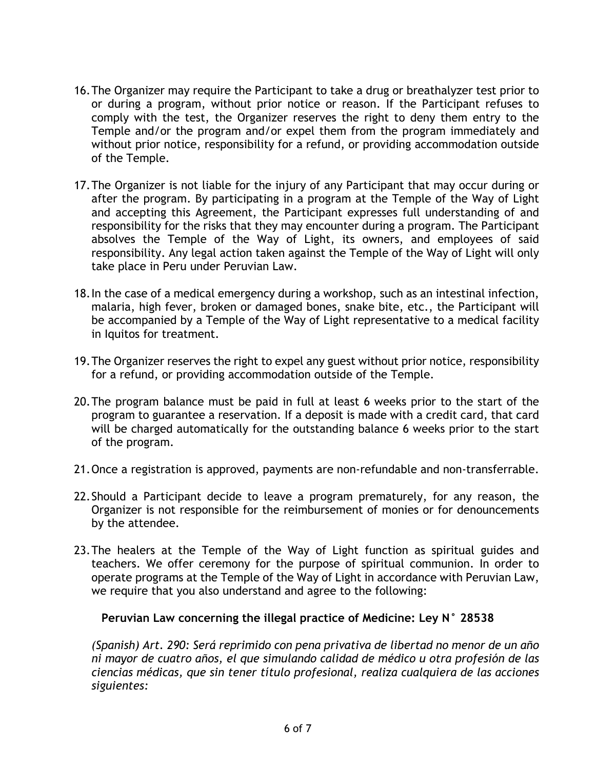16. The Organizer may require the Participant to take a drug or breathalyzer test prior to or during a program, without prior notice or reason. If the Participant refuses to comply with the test, the Organizer reserves the right to deny them entry to the Temple and/or the program and/or expel them from the program immediately and without prior notice, responsibility for a refund, or providing accommodation outside of the Temple.

17. The Organizer is not liable for the injury of any Participant that may occur during or after the program. By participating in a program at the Temple of the Way of Light and accepting this Agreement, the Participant expresses full understanding of and responsibility for the risks that they may encounter during a program. The Participant absolves the Temple of the Way of Light, its owners, and employees of said responsibility. Any legal action taken against the Temple of the Way of Light will only take place in Peru under Peruvian Law.

18. In the case of a medical emergency during a workshop, such as an intestinal infection, malaria, high fever, broken or damaged bones, snake bite, etc., the Participant will be accompanied by a Temple of the Way of Light representative to a medical facility in Iquitos for treatment.

19. The Organizer reserves the right to expel any guest without prior notice, responsibility for a refund, or providing accommodation outside of the Temple.

20. The program balance must be paid in full at least 6 weeks prior to the start of the program to guarantee a reservation. If a deposit is made with a credit card, that card will be charged automatically for the outstanding balance 6 weeks prior to the start of the program.

21. Once a registration is approved, payments are non-refundable and non-transferrable.

22. Should a Participant decide to leave a program prematurely, for any reason, the Organizer is not responsible for the reimbursement of monies or for denouncements by the attendee.

23. The healers at the Temple of the Way of Light function as spiritual guides and teachers. We offer ceremony for the purpose of spiritual communion. In order to operate programs at the Temple of the Way of Light in accordance with Peruvian Law, we require that you also understand and agree to the following:

**Peruvian Law concerning the illegal practice of Medicine: Ley N° 28538**

*(Spanish) Art. 290: Será reprimido con pena privativa de libertad no menor de un año ni mayor de cuatro años, el que simulando calidad de médico u otra profesión de las ciencias médicas, que sin tener título profesional, realiza cualquiera de las acciones siguientes:*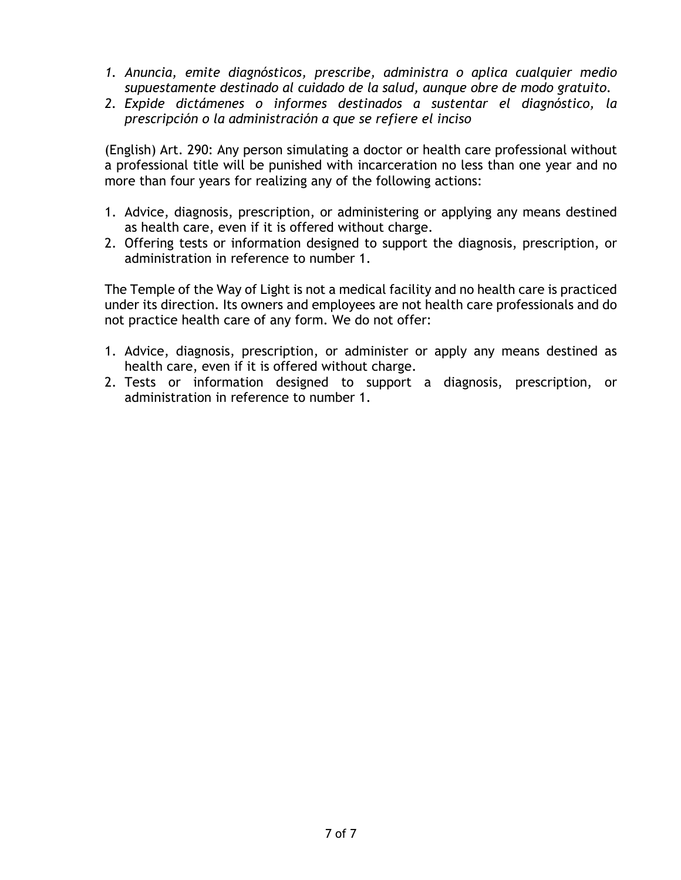1. *Anuncia, emite diagnósticos, prescribe, administra o aplica cualquier medio supuestamente destinado al cuidado de la salud, aunque obre de modo gratuito.*
2. *Expide dictámenes o informes destinados a sustentar el diagnóstico, la prescripción o la administración a que se refiere el inciso*

(English) Art. 290: Any person simulating a doctor or health care professional without a professional title will be punished with incarceration no less than one year and no more than four years for realizing any of the following actions:

1. Advice, diagnosis, prescription, or administering or applying any means destined as health care, even if it is offered without charge.
2. Offering tests or information designed to support the diagnosis, prescription, or administration in reference to number 1.

The Temple of the Way of Light is not a medical facility and no health care is practiced under its direction. Its owners and employees are not health care professionals and do not practice health care of any form. We do not offer:

1. Advice, diagnosis, prescription, or administer or apply any means destined as health care, even if it is offered without charge.
2. Tests or information designed to support a diagnosis, prescription, or administration in reference to number 1.